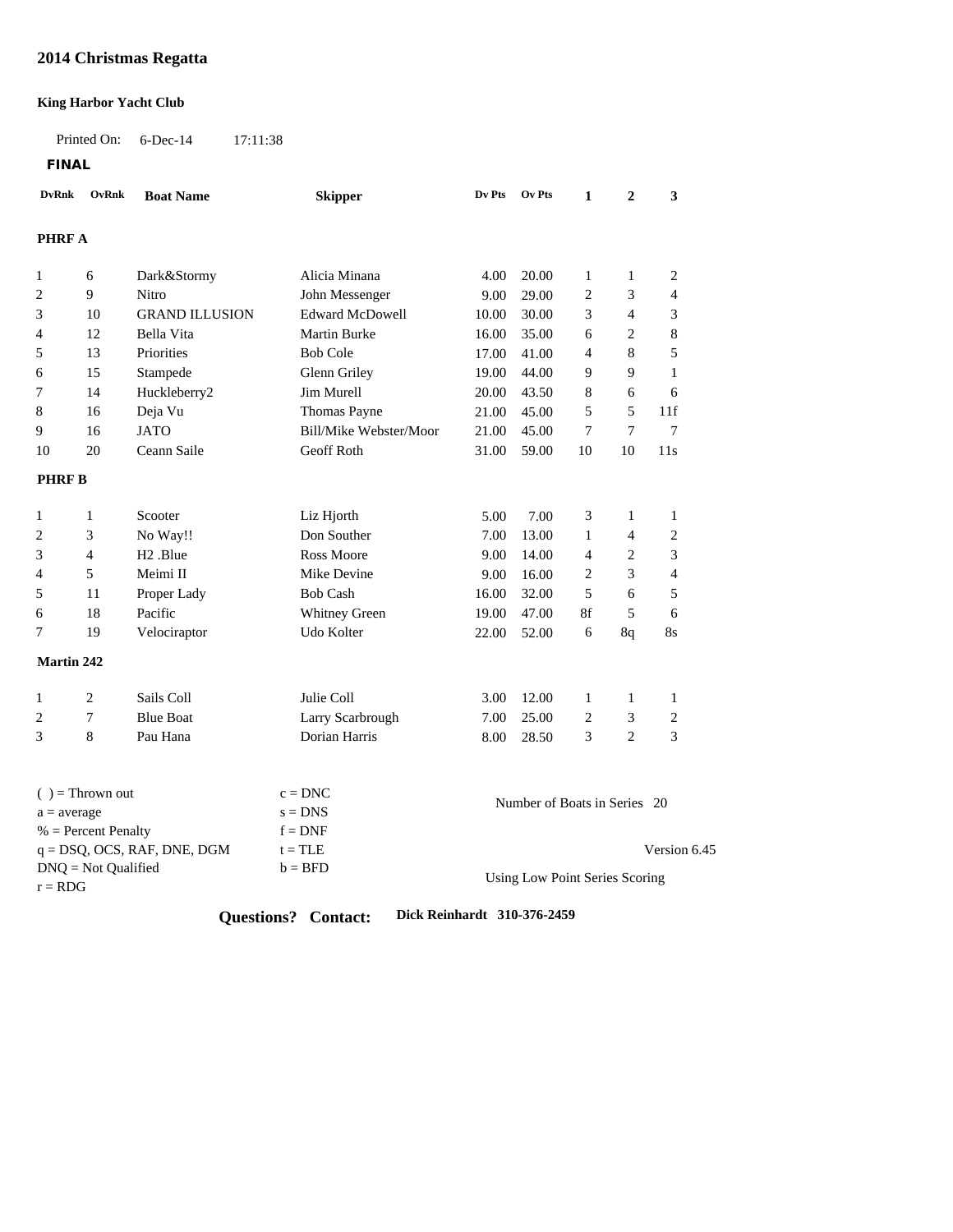# 2014 Christmas Regatta

**King Harbor Yacht Club**

Printed On: 6-Dec-14 17:11:38

**FINAL**

| DvRnk | OvRnk | Boat Name | Skipper | Dv Pts | Ov Pts | 1 | 2 | 3 |
|---|---|---|---|---|---|---|---|---|
| **PHRF A** | | | | | | | | |
| 1 | 6 | Dark&Stormy | Alicia Minana | 4.00 | 20.00 | 1 | 1 | 2 |
| 2 | 9 | Nitro | John Messenger | 9.00 | 29.00 | 2 | 3 | 4 |
| 3 | 10 | GRAND ILLUSION | Edward McDowell | 10.00 | 30.00 | 3 | 4 | 3 |
| 4 | 12 | Bella Vita | Martin Burke | 16.00 | 35.00 | 6 | 2 | 8 |
| 5 | 13 | Priorities | Bob Cole | 17.00 | 41.00 | 4 | 8 | 5 |
| 6 | 15 | Stampede | Glenn Griley | 19.00 | 44.00 | 9 | 9 | 1 |
| 7 | 14 | Huckleberry2 | Jim Murell | 20.00 | 43.50 | 8 | 6 | 6 |
| 8 | 16 | Deja Vu | Thomas Payne | 21.00 | 45.00 | 5 | 5 | 11f |
| 9 | 16 | JATO | Bill/Mike Webster/Moor | 21.00 | 45.00 | 7 | 7 | 7 |
| 10 | 20 | Ceann Saile | Geoff Roth | 31.00 | 59.00 | 10 | 10 | 11s |
| **PHRF B** | | | | | | | | |
| 1 | 1 | Scooter | Liz Hjorth | 5.00 | 7.00 | 3 | 1 | 1 |
| 2 | 3 | No Way!! | Don Souther | 7.00 | 13.00 | 1 | 4 | 2 |
| 3 | 4 | H2 .Blue | Ross Moore | 9.00 | 14.00 | 4 | 2 | 3 |
| 4 | 5 | Meimi II | Mike Devine | 9.00 | 16.00 | 2 | 3 | 4 |
| 5 | 11 | Proper Lady | Bob Cash | 16.00 | 32.00 | 5 | 6 | 5 |
| 6 | 18 | Pacific | Whitney Green | 19.00 | 47.00 | 8f | 5 | 6 |
| 7 | 19 | Velociraptor | Udo Kolter | 22.00 | 52.00 | 6 | 8q | 8s |
| **Martin 242** | | | | | | | | |
| 1 | 2 | Sails Coll | Julie Coll | 3.00 | 12.00 | 1 | 1 | 1 |
| 2 | 7 | Blue Boat | Larry Scarbrough | 7.00 | 25.00 | 2 | 3 | 2 |
| 3 | 8 | Pau Hana | Dorian Harris | 8.00 | 28.50 | 3 | 2 | 3 |

( ) = Thrown out
a = average
% = Percent Penalty
q = DSQ, OCS, RAF, DNE, DGM
DNQ = Not Qualified
r = RDG

c = DNC
s = DNS
f = DNF
t = TLE
b = BFD

Number of Boats in Series 20

Version 6.45

Using Low Point Series Scoring

**Questions? Contact: Dick Reinhardt 310-376-2459**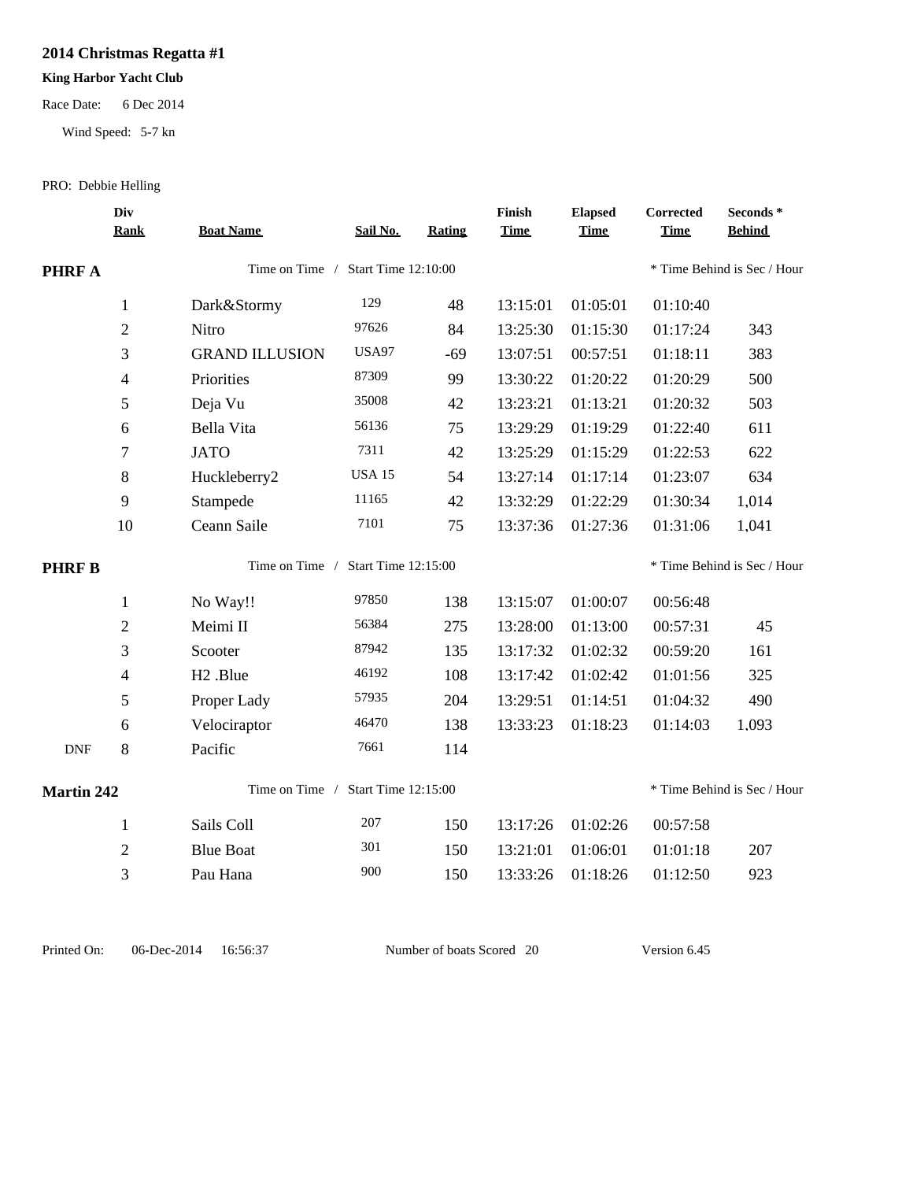# 2014 Christmas Regatta #1

**King Harbor Yacht Club**

Race Date: 6 Dec 2014

Wind Speed: 5-7 kn

PRO: Debbie Helling

| | Div Rank | Boat Name | Sail No. | Rating | Finish Time | Elapsed Time | Corrected Time | Seconds * Behind |
|---|---|---|---|---|---|---|---|---|
| **PHRF A** | | Time on Time / Start Time 12:10:00 | | | | | * Time Behind is Sec / Hour | |
| | 1 | Dark&Stormy | 129 | 48 | 13:15:01 | 01:05:01 | 01:10:40 | |
| | 2 | Nitro | 97626 | 84 | 13:25:30 | 01:15:30 | 01:17:24 | 343 |
| | 3 | GRAND ILLUSION | USA97 | -69 | 13:07:51 | 00:57:51 | 01:18:11 | 383 |
| | 4 | Priorities | 87309 | 99 | 13:30:22 | 01:20:22 | 01:20:29 | 500 |
| | 5 | Deja Vu | 35008 | 42 | 13:23:21 | 01:13:21 | 01:20:32 | 503 |
| | 6 | Bella Vita | 56136 | 75 | 13:29:29 | 01:19:29 | 01:22:40 | 611 |
| | 7 | JATO | 7311 | 42 | 13:25:29 | 01:15:29 | 01:22:53 | 622 |
| | 8 | Huckleberry2 | USA 15 | 54 | 13:27:14 | 01:17:14 | 01:23:07 | 634 |
| | 9 | Stampede | 11165 | 42 | 13:32:29 | 01:22:29 | 01:30:34 | 1,014 |
| | 10 | Ceann Saile | 7101 | 75 | 13:37:36 | 01:27:36 | 01:31:06 | 1,041 |
| **PHRF B** | | Time on Time / Start Time 12:15:00 | | | | | * Time Behind is Sec / Hour | |
| | 1 | No Way!! | 97850 | 138 | 13:15:07 | 01:00:07 | 00:56:48 | |
| | 2 | Meimi II | 56384 | 275 | 13:28:00 | 01:13:00 | 00:57:31 | 45 |
| | 3 | Scooter | 87942 | 135 | 13:17:32 | 01:02:32 | 00:59:20 | 161 |
| | 4 | H2 .Blue | 46192 | 108 | 13:17:42 | 01:02:42 | 01:01:56 | 325 |
| | 5 | Proper Lady | 57935 | 204 | 13:29:51 | 01:14:51 | 01:04:32 | 490 |
| | 6 | Velociraptor | 46470 | 138 | 13:33:23 | 01:18:23 | 01:14:03 | 1,093 |
| DNF | 8 | Pacific | 7661 | 114 | | | | |
| **Martin 242** | | Time on Time / Start Time 12:15:00 | | | | | * Time Behind is Sec / Hour | |
| | 1 | Sails Coll | 207 | 150 | 13:17:26 | 01:02:26 | 00:57:58 | |
| | 2 | Blue Boat | 301 | 150 | 13:21:01 | 01:06:01 | 01:01:18 | 207 |
| | 3 | Pau Hana | 900 | 150 | 13:33:26 | 01:18:26 | 01:12:50 | 923 |

Printed On: 06-Dec-2014 16:56:37 Number of boats Scored 20 Version 6.45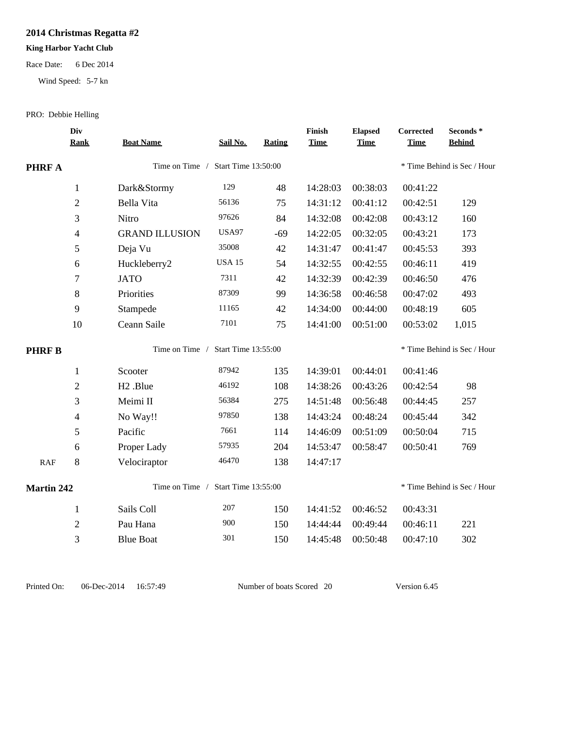# 2014 Christmas Regatta #2

**King Harbor Yacht Club**

Race Date: 6 Dec 2014

Wind Speed: 5-7 kn

PRO: Debbie Helling

| | Div Rank | Boat Name | Sail No. | Rating | Finish Time | Elapsed Time | Corrected Time | Seconds * Behind |
|---|---|---|---|---|---|---|---|---|
| **PHRF A** | | Time on Time / Start Time 13:50:00 | | | | | * Time Behind is Sec / Hour | |
| | 1 | Dark&Stormy | 129 | 48 | 14:28:03 | 00:38:03 | 00:41:22 | |
| | 2 | Bella Vita | 56136 | 75 | 14:31:12 | 00:41:12 | 00:42:51 | 129 |
| | 3 | Nitro | 97626 | 84 | 14:32:08 | 00:42:08 | 00:43:12 | 160 |
| | 4 | GRAND ILLUSION | USA97 | -69 | 14:22:05 | 00:32:05 | 00:43:21 | 173 |
| | 5 | Deja Vu | 35008 | 42 | 14:31:47 | 00:41:47 | 00:45:53 | 393 |
| | 6 | Huckleberry2 | USA 15 | 54 | 14:32:55 | 00:42:55 | 00:46:11 | 419 |
| | 7 | JATO | 7311 | 42 | 14:32:39 | 00:42:39 | 00:46:50 | 476 |
| | 8 | Priorities | 87309 | 99 | 14:36:58 | 00:46:58 | 00:47:02 | 493 |
| | 9 | Stampede | 11165 | 42 | 14:34:00 | 00:44:00 | 00:48:19 | 605 |
| | 10 | Ceann Saile | 7101 | 75 | 14:41:00 | 00:51:00 | 00:53:02 | 1,015 |
| **PHRF B** | | Time on Time / Start Time 13:55:00 | | | | | * Time Behind is Sec / Hour | |
| | 1 | Scooter | 87942 | 135 | 14:39:01 | 00:44:01 | 00:41:46 | |
| | 2 | H2 .Blue | 46192 | 108 | 14:38:26 | 00:43:26 | 00:42:54 | 98 |
| | 3 | Meimi II | 56384 | 275 | 14:51:48 | 00:56:48 | 00:44:45 | 257 |
| | 4 | No Way!! | 97850 | 138 | 14:43:24 | 00:48:24 | 00:45:44 | 342 |
| | 5 | Pacific | 7661 | 114 | 14:46:09 | 00:51:09 | 00:50:04 | 715 |
| | 6 | Proper Lady | 57935 | 204 | 14:53:47 | 00:58:47 | 00:50:41 | 769 |
| RAF | 8 | Velociraptor | 46470 | 138 | 14:47:17 | | | |
| **Martin 242** | | Time on Time / Start Time 13:55:00 | | | | | * Time Behind is Sec / Hour | |
| | 1 | Sails Coll | 207 | 150 | 14:41:52 | 00:46:52 | 00:43:31 | |
| | 2 | Pau Hana | 900 | 150 | 14:44:44 | 00:49:44 | 00:46:11 | 221 |
| | 3 | Blue Boat | 301 | 150 | 14:45:48 | 00:50:48 | 00:47:10 | 302 |

Printed On: 06-Dec-2014 16:57:49 Number of boats Scored 20 Version 6.45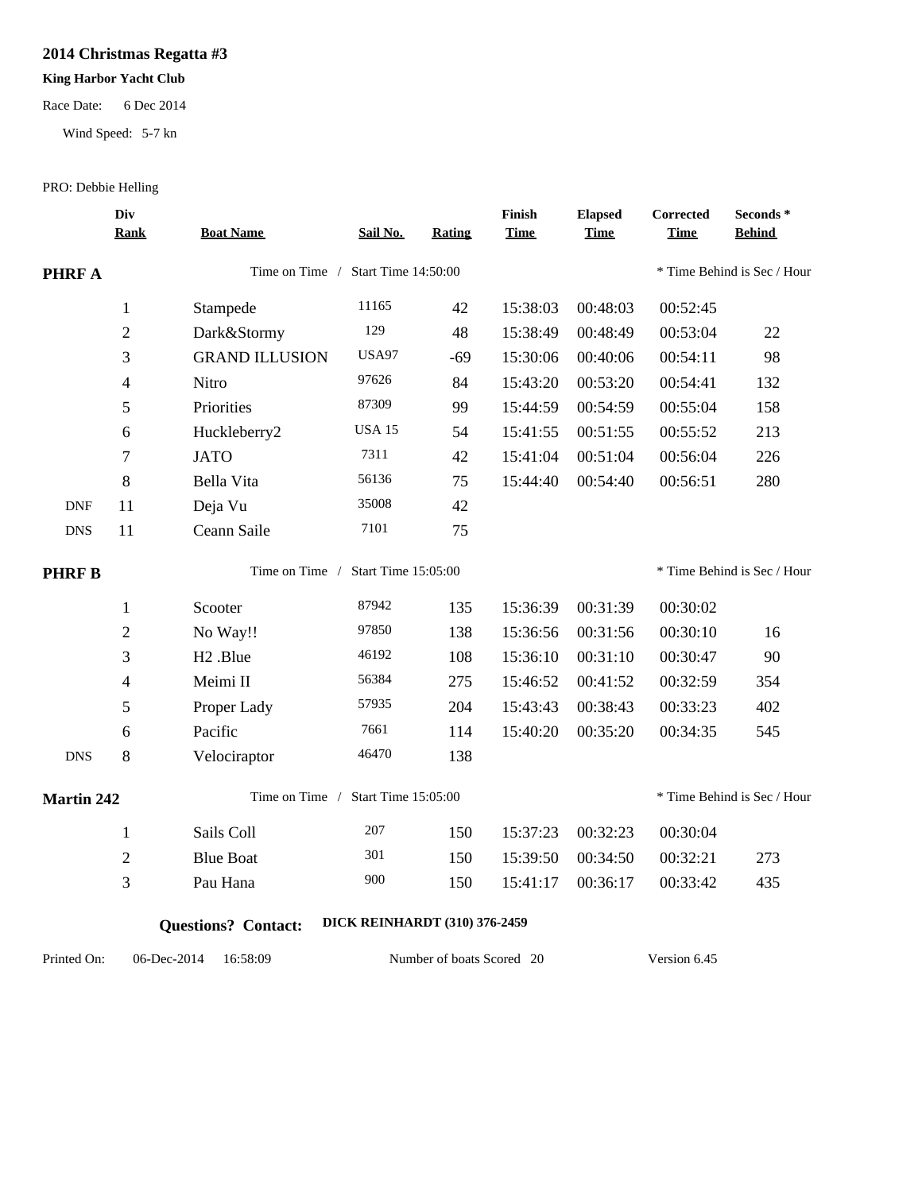# 2014 Christmas Regatta #3

**King Harbor Yacht Club**

Race Date: 6 Dec 2014

Wind Speed: 5-7 kn

PRO: Debbie Helling

| | Div Rank | Boat Name | Sail No. | Rating | Finish Time | Elapsed Time | Corrected Time | Seconds * Behind |
|---|---|---|---|---|---|---|---|---|
| **PHRF A** | | Time on Time / Start Time 14:50:00 | | | | | * Time Behind is Sec / Hour | |
| | 1 | Stampede | 11165 | 42 | 15:38:03 | 00:48:03 | 00:52:45 | |
| | 2 | Dark&Stormy | 129 | 48 | 15:38:49 | 00:48:49 | 00:53:04 | 22 |
| | 3 | GRAND ILLUSION | USA97 | -69 | 15:30:06 | 00:40:06 | 00:54:11 | 98 |
| | 4 | Nitro | 97626 | 84 | 15:43:20 | 00:53:20 | 00:54:41 | 132 |
| | 5 | Priorities | 87309 | 99 | 15:44:59 | 00:54:59 | 00:55:04 | 158 |
| | 6 | Huckleberry2 | USA 15 | 54 | 15:41:55 | 00:51:55 | 00:55:52 | 213 |
| | 7 | JATO | 7311 | 42 | 15:41:04 | 00:51:04 | 00:56:04 | 226 |
| | 8 | Bella Vita | 56136 | 75 | 15:44:40 | 00:54:40 | 00:56:51 | 280 |
| DNF | 11 | Deja Vu | 35008 | 42 | | | | |
| DNS | 11 | Ceann Saile | 7101 | 75 | | | | |
| **PHRF B** | | Time on Time / Start Time 15:05:00 | | | | | * Time Behind is Sec / Hour | |
| | 1 | Scooter | 87942 | 135 | 15:36:39 | 00:31:39 | 00:30:02 | |
| | 2 | No Way!! | 97850 | 138 | 15:36:56 | 00:31:56 | 00:30:10 | 16 |
| | 3 | H2 .Blue | 46192 | 108 | 15:36:10 | 00:31:10 | 00:30:47 | 90 |
| | 4 | Meimi II | 56384 | 275 | 15:46:52 | 00:41:52 | 00:32:59 | 354 |
| | 5 | Proper Lady | 57935 | 204 | 15:43:43 | 00:38:43 | 00:33:23 | 402 |
| | 6 | Pacific | 7661 | 114 | 15:40:20 | 00:35:20 | 00:34:35 | 545 |
| DNS | 8 | Velociraptor | 46470 | 138 | | | | |
| **Martin 242** | | Time on Time / Start Time 15:05:00 | | | | | * Time Behind is Sec / Hour | |
| | 1 | Sails Coll | 207 | 150 | 15:37:23 | 00:32:23 | 00:30:04 | |
| | 2 | Blue Boat | 301 | 150 | 15:39:50 | 00:34:50 | 00:32:21 | 273 |
| | 3 | Pau Hana | 900 | 150 | 15:41:17 | 00:36:17 | 00:33:42 | 435 |

**Questions? Contact:** **DICK REINHARDT (310) 376-2459**

Printed On: 06-Dec-2014 16:58:09 Number of boats Scored 20 Version 6.45